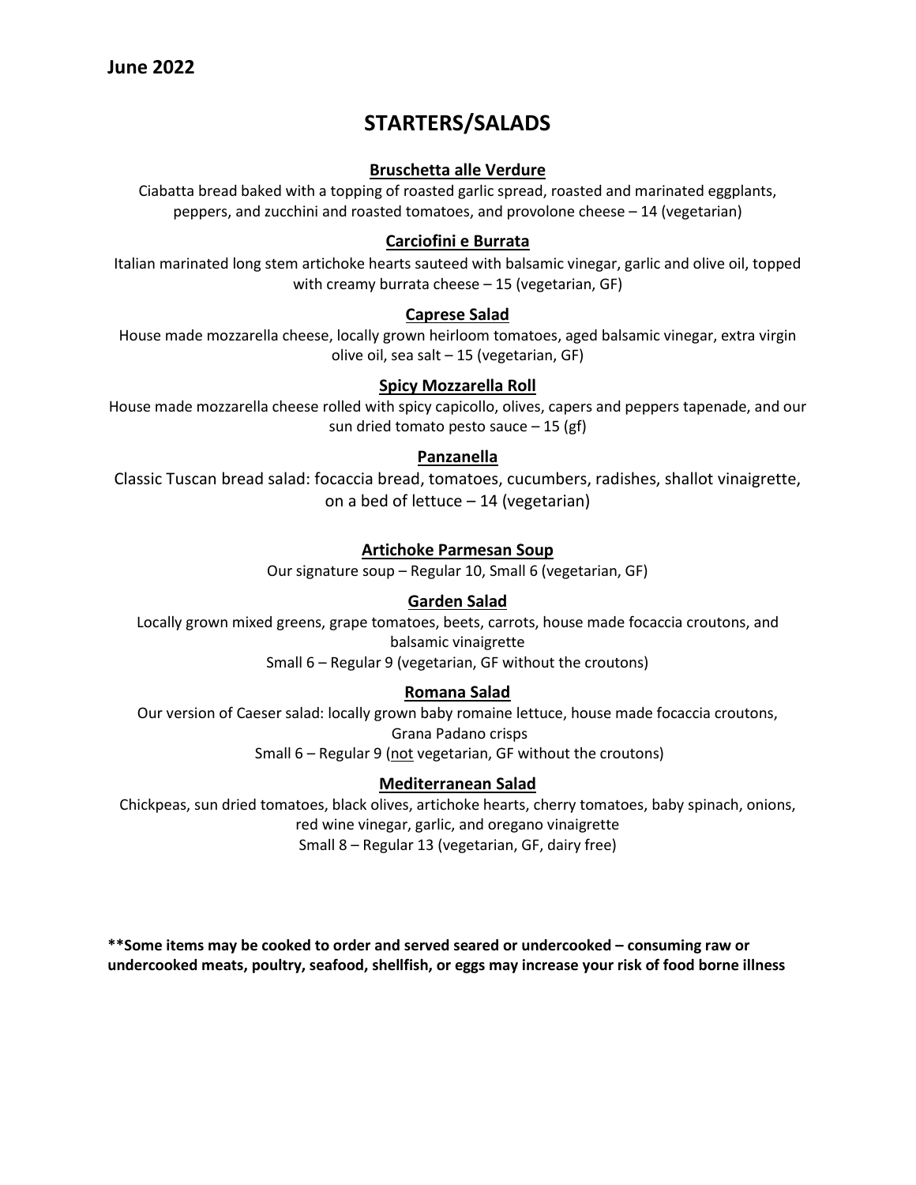**June 2022**

# STARTERS/SALADS

**Bruschetta alle Verdure**

Ciabatta bread baked with a topping of roasted garlic spread, roasted and marinated eggplants, peppers, and zucchini and roasted tomatoes, and provolone cheese – 14 (vegetarian)

**Carciofini e Burrata**

Italian marinated long stem artichoke hearts sauteed with balsamic vinegar, garlic and olive oil, topped with creamy burrata cheese – 15 (vegetarian, GF)

**Caprese Salad**

House made mozzarella cheese, locally grown heirloom tomatoes, aged balsamic vinegar, extra virgin olive oil, sea salt – 15 (vegetarian, GF)

**Spicy Mozzarella Roll**

House made mozzarella cheese rolled with spicy capicollo, olives, capers and peppers tapenade, and our sun dried tomato pesto sauce – 15 (gf)

**Panzanella**

Classic Tuscan bread salad: focaccia bread, tomatoes, cucumbers, radishes, shallot vinaigrette, on a bed of lettuce – 14 (vegetarian)

**Artichoke Parmesan Soup**

Our signature soup – Regular 10, Small 6 (vegetarian, GF)

**Garden Salad**

Locally grown mixed greens, grape tomatoes, beets, carrots, house made focaccia croutons, and balsamic vinaigrette

Small 6 – Regular 9 (vegetarian, GF without the croutons)

**Romana Salad**

Our version of Caeser salad: locally grown baby romaine lettuce, house made focaccia croutons, Grana Padano crisps

Small 6 – Regular 9 (not vegetarian, GF without the croutons)

**Mediterranean Salad**

Chickpeas, sun dried tomatoes, black olives, artichoke hearts, cherry tomatoes, baby spinach, onions, red wine vinegar, garlic, and oregano vinaigrette

Small 8 – Regular 13 (vegetarian, GF, dairy free)

**\*\*Some items may be cooked to order and served seared or undercooked – consuming raw or undercooked meats, poultry, seafood, shellfish, or eggs may increase your risk of food borne illness**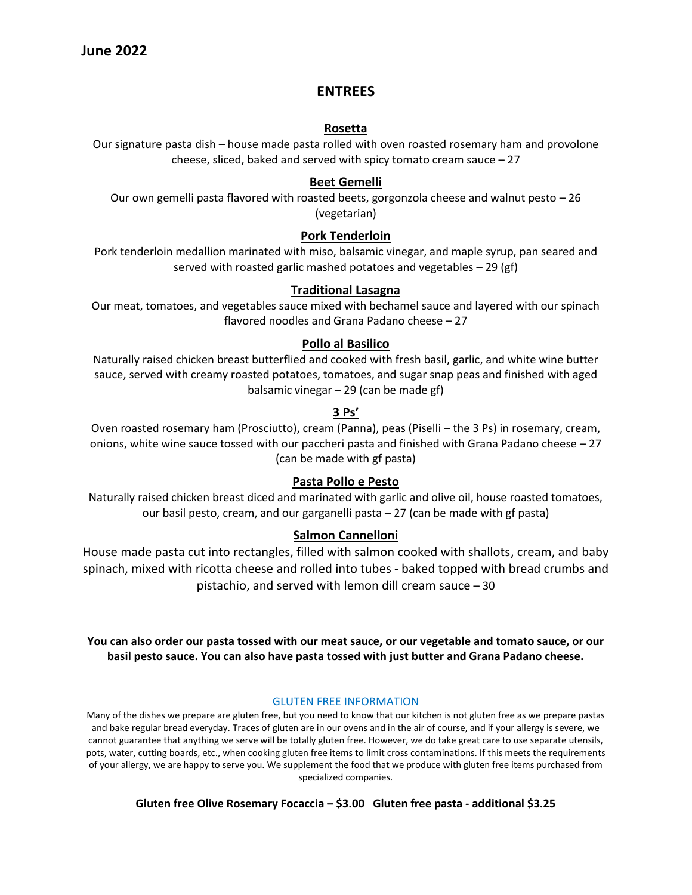**June 2022**

# ENTREES

## Rosetta

Our signature pasta dish – house made pasta rolled with oven roasted rosemary ham and provolone cheese, sliced, baked and served with spicy tomato cream sauce – 27

## Beet Gemelli

Our own gemelli pasta flavored with roasted beets, gorgonzola cheese and walnut pesto – 26 (vegetarian)

## Pork Tenderloin

Pork tenderloin medallion marinated with miso, balsamic vinegar, and maple syrup, pan seared and served with roasted garlic mashed potatoes and vegetables – 29 (gf)

## Traditional Lasagna

Our meat, tomatoes, and vegetables sauce mixed with bechamel sauce and layered with our spinach flavored noodles and Grana Padano cheese – 27

## Pollo al Basilico

Naturally raised chicken breast butterflied and cooked with fresh basil, garlic, and white wine butter sauce, served with creamy roasted potatoes, tomatoes, and sugar snap peas and finished with aged balsamic vinegar – 29 (can be made gf)

## 3 Ps'

Oven roasted rosemary ham (Prosciutto), cream (Panna), peas (Piselli – the 3 Ps) in rosemary, cream, onions, white wine sauce tossed with our paccheri pasta and finished with Grana Padano cheese – 27 (can be made with gf pasta)

## Pasta Pollo e Pesto

Naturally raised chicken breast diced and marinated with garlic and olive oil, house roasted tomatoes, our basil pesto, cream, and our garganelli pasta – 27 (can be made with gf pasta)

## Salmon Cannelloni

House made pasta cut into rectangles, filled with salmon cooked with shallots, cream, and baby spinach, mixed with ricotta cheese and rolled into tubes - baked topped with bread crumbs and pistachio, and served with lemon dill cream sauce – 30

**You can also order our pasta tossed with our meat sauce, or our vegetable and tomato sauce, or our basil pesto sauce. You can also have pasta tossed with just butter and Grana Padano cheese.**

### GLUTEN FREE INFORMATION

Many of the dishes we prepare are gluten free, but you need to know that our kitchen is not gluten free as we prepare pastas and bake regular bread everyday. Traces of gluten are in our ovens and in the air of course, and if your allergy is severe, we cannot guarantee that anything we serve will be totally gluten free. However, we do take great care to use separate utensils, pots, water, cutting boards, etc., when cooking gluten free items to limit cross contaminations. If this meets the requirements of your allergy, we are happy to serve you. We supplement the food that we produce with gluten free items purchased from specialized companies.

**Gluten free Olive Rosemary Focaccia – $3.00 Gluten free pasta - additional $3.25**